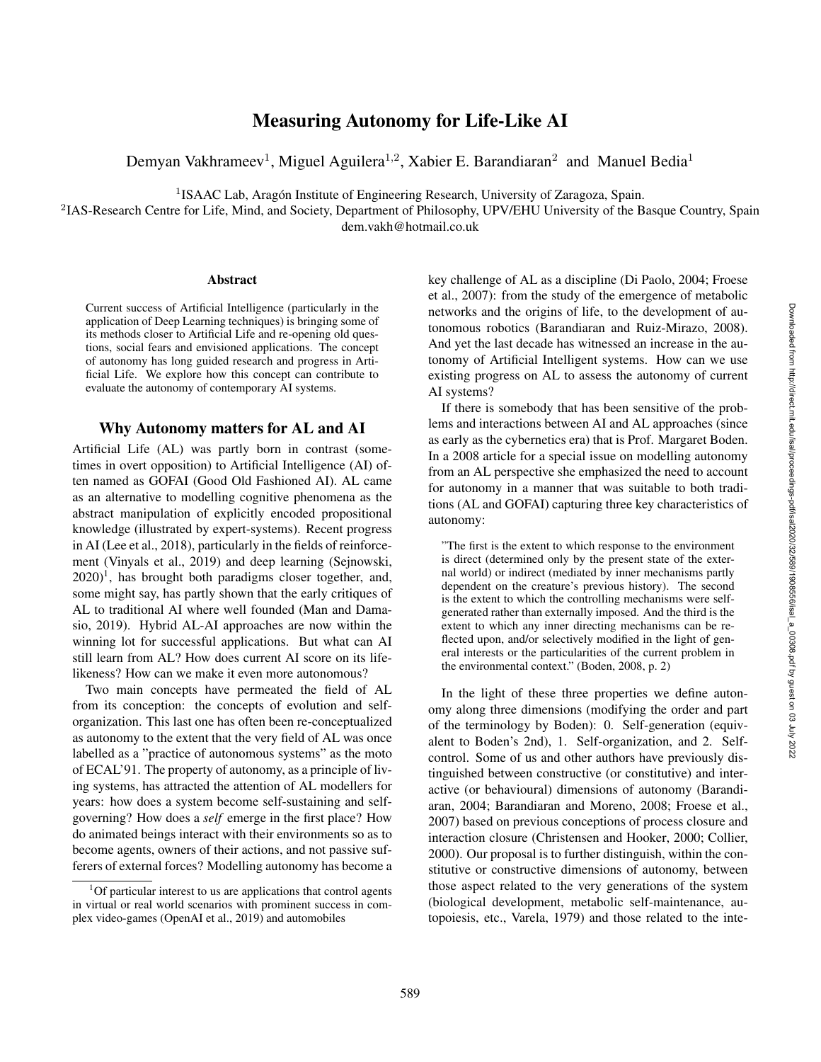# Measuring Autonomy for Life-Like AI

Demyan Vakhrameev[1], Miguel Aguilera[1,2], Xabier E. Barandiaran[2] and Manuel Bedia[1]

[1]ISAAC Lab, Aragón Institute of Engineering Research, University of Zaragoza, Spain.
[2]IAS-Research Centre for Life, Mind, and Society, Department of Philosophy, UPV/EHU University of the Basque Country, Spain
dem.vakh@hotmail.co.uk

### Abstract

Current success of Artificial Intelligence (particularly in the application of Deep Learning techniques) is bringing some of its methods closer to Artificial Life and re-opening old questions, social fears and envisioned applications. The concept of autonomy has long guided research and progress in Artificial Life. We explore how this concept can contribute to evaluate the autonomy of contemporary AI systems.

## Why Autonomy matters for AL and AI

Artificial Life (AL) was partly born in contrast (sometimes in overt opposition) to Artificial Intelligence (AI) often named as GOFAI (Good Old Fashioned AI). AL came as an alternative to modelling cognitive phenomena as the abstract manipulation of explicitly encoded propositional knowledge (illustrated by expert-systems). Recent progress in AI (Lee et al., 2018), particularly in the fields of reinforcement (Vinyals et al., 2019) and deep learning (Sejnowski, 2020)[1], has brought both paradigms closer together, and, some might say, has partly shown that the early critiques of AL to traditional AI where well founded (Man and Damasio, 2019). Hybrid AL-AI approaches are now within the winning lot for successful applications. But what can AI still learn from AL? How does current AI score on its life-likeness? How can we make it even more autonomous?

Two main concepts have permeated the field of AL from its conception: the concepts of evolution and self-organization. This last one has often been re-conceptualized as autonomy to the extent that the very field of AL was once labelled as a "practice of autonomous systems" as the moto of ECAL'91. The property of autonomy, as a principle of living systems, has attracted the attention of AL modellers for years: how does a system become self-sustaining and self-governing? How does a *self* emerge in the first place? How do animated beings interact with their environments so as to become agents, owners of their actions, and not passive sufferers of external forces? Modelling autonomy has become a key challenge of AL as a discipline (Di Paolo, 2004; Froese et al., 2007): from the study of the emergence of metabolic networks and the origins of life, to the development of autonomous robotics (Barandiaran and Ruiz-Mirazo, 2008). And yet the last decade has witnessed an increase in the autonomy of Artificial Intelligent systems. How can we use existing progress on AL to assess the autonomy of current AI systems?

If there is somebody that has been sensitive of the problems and interactions between AI and AL approaches (since as early as the cybernetics era) that is Prof. Margaret Boden. In a 2008 article for a special issue on modelling autonomy from an AL perspective she emphasized the need to account for autonomy in a manner that was suitable to both traditions (AL and GOFAI) capturing three key characteristics of autonomy:

> "The first is the extent to which response to the environment is direct (determined only by the present state of the external world) or indirect (mediated by inner mechanisms partly dependent on the creature's previous history). The second is the extent to which the controlling mechanisms were self-generated rather than externally imposed. And the third is the extent to which any inner directing mechanisms can be reflected upon, and/or selectively modified in the light of general interests or the particularities of the current problem in the environmental context." (Boden, 2008, p. 2)

In the light of these three properties we define autonomy along three dimensions (modifying the order and part of the terminology by Boden): 0. Self-generation (equivalent to Boden's 2nd), 1. Self-organization, and 2. Self-control. Some of us and other authors have previously distinguished between constructive (or constitutive) and interactive (or behavioural) dimensions of autonomy (Barandiaran, 2004; Barandiaran and Moreno, 2008; Froese et al., 2007) based on previous conceptions of process closure and interaction closure (Christensen and Hooker, 2000; Collier, 2000). Our proposal is to further distinguish, within the constitutive or constructive dimensions of autonomy, between those aspect related to the very generations of the system (biological development, metabolic self-maintenance, autopoiesis, etc., Varela, 1979) and those related to the inte-

[1]Of particular interest to us are applications that control agents in virtual or real world scenarios with prominent success in complex video-games (OpenAI et al., 2019) and automobiles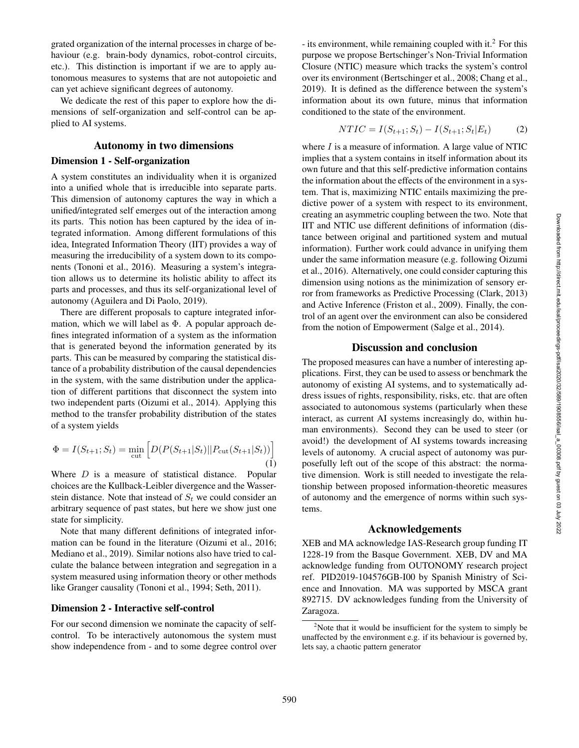grated organization of the internal processes in charge of behaviour (e.g. brain-body dynamics, robot-control circuits, etc.). This distinction is important if we are to apply autonomous measures to systems that are not autopoietic and can yet achieve significant degrees of autonomy.

We dedicate the rest of this paper to explore how the dimensions of self-organization and self-control can be applied to AI systems.

## Autonomy in two dimensions

### Dimension 1 - Self-organization

A system constitutes an individuality when it is organized into a unified whole that is irreducible into separate parts. This dimension of autonomy captures the way in which a unified/integrated self emerges out of the interaction among its parts. This notion has been captured by the idea of integrated information. Among different formulations of this idea, Integrated Information Theory (IIT) provides a way of measuring the irreducibility of a system down to its components (Tononi et al., 2016). Measuring a system's integration allows us to determine its holistic ability to affect its parts and processes, and thus its self-organizational level of autonomy (Aguilera and Di Paolo, 2019).

There are different proposals to capture integrated information, which we will label as $\Phi$. A popular approach defines integrated information of a system as the information that is generated beyond the information generated by its parts. This can be measured by comparing the statistical distance of a probability distribution of the causal dependencies in the system, with the same distribution under the application of different partitions that disconnect the system into two independent parts (Oizumi et al., 2014). Applying this method to the transfer probability distribution of the states of a system yields

$$\Phi = I(S_{t+1}; S_t) = \min_{\text{cut}} \left[ D(P(S_{t+1}|S_t) || P_{\text{cut}}(S_{t+1}|S_t)) \right] \quad (1)$$

Where $D$ is a measure of statistical distance. Popular choices are the Kullback-Leibler divergence and the Wasserstein distance. Note that instead of $S_t$ we could consider an arbitrary sequence of past states, but here we show just one state for simplicity.

Note that many different definitions of integrated information can be found in the literature (Oizumi et al., 2016; Mediano et al., 2019). Similar notions also have tried to calculate the balance between integration and segregation in a system measured using information theory or other methods like Granger causality (Tononi et al., 1994; Seth, 2011).

### Dimension 2 - Interactive self-control

For our second dimension we nominate the capacity of self-control. To be interactively autonomous the system must show independence from - and to some degree control over - its environment, while remaining coupled with it.[2] For this purpose we propose Bertschinger's Non-Trivial Information Closure (NTIC) measure which tracks the system's control over its environment (Bertschinger et al., 2008; Chang et al., 2019). It is defined as the difference between the system's information about its own future, minus that information conditioned to the state of the environment.

$$NTIC = I(S_{t+1}; S_t) - I(S_{t+1}; S_t | E_t) \quad (2)$$

where $I$ is a measure of information. A large value of NTIC implies that a system contains in itself information about its own future and that this self-predictive information contains the information about the effects of the environment in a system. That is, maximizing NTIC entails maximizing the predictive power of a system with respect to its environment, creating an asymmetric coupling between the two. Note that IIT and NTIC use different definitions of information (distance between original and partitioned system and mutual information). Further work could advance in unifying them under the same information measure (e.g. following Oizumi et al., 2016). Alternatively, one could consider capturing this dimension using notions as the minimization of sensory error from frameworks as Predictive Processing (Clark, 2013) and Active Inference (Friston et al., 2009). Finally, the control of an agent over the environment can also be considered from the notion of Empowerment (Salge et al., 2014).

## Discussion and conclusion

The proposed measures can have a number of interesting applications. First, they can be used to assess or benchmark the autonomy of existing AI systems, and to systematically address issues of rights, responsibility, risks, etc. that are often associated to autonomous systems (particularly when these interact, as current AI systems increasingly do, within human environments). Second they can be used to steer (or avoid!) the development of AI systems towards increasing levels of autonomy. A crucial aspect of autonomy was purposefully left out of the scope of this abstract: the normative dimension. Work is still needed to investigate the relationship between proposed information-theoretic measures of autonomy and the emergence of norms within such systems.

## Acknowledgements

XEB and MA acknowledge IAS-Research group funding IT 1228-19 from the Basque Government. XEB, DV and MA acknowledge funding from OUTONOMY research project ref. PID2019-104576GB-I00 by Spanish Ministry of Science and Innovation. MA was supported by MSCA grant 892715. DV acknowledges funding from the University of Zaragoza.

[2] Note that it would be insufficient for the system to simply be unaffected by the environment e.g. if its behaviour is governed by, lets say, a chaotic pattern generator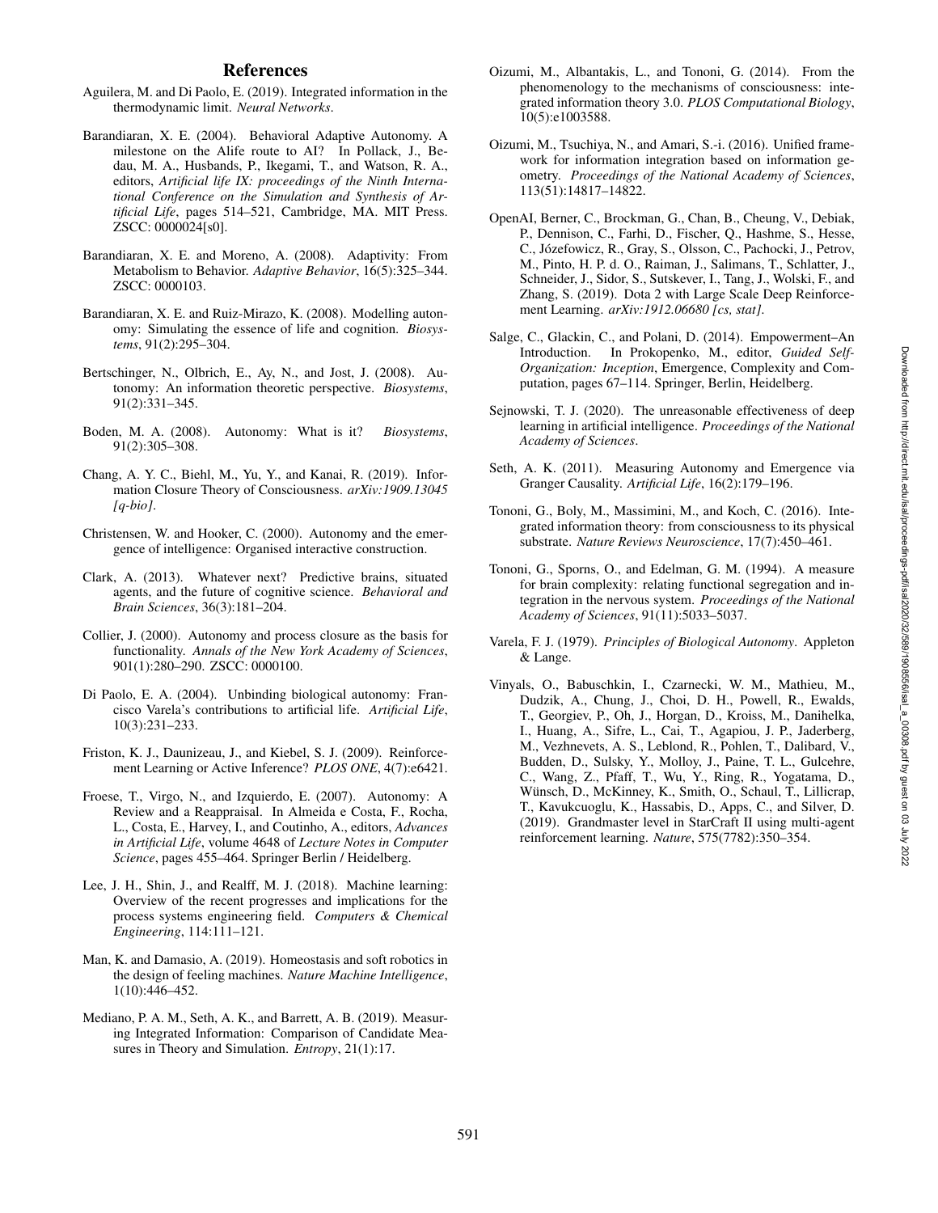## References

Aguilera, M. and Di Paolo, E. (2019). Integrated information in the thermodynamic limit. *Neural Networks*.

Barandiaran, X. E. (2004). Behavioral Adaptive Autonomy. A milestone on the Alife route to AI? In Pollack, J., Bedau, M. A., Husbands, P., Ikegami, T., and Watson, R. A., editors, *Artificial life IX: proceedings of the Ninth International Conference on the Simulation and Synthesis of Artificial Life*, pages 514–521, Cambridge, MA. MIT Press. ZSCC: 0000024[s0].

Barandiaran, X. E. and Moreno, A. (2008). Adaptivity: From Metabolism to Behavior. *Adaptive Behavior*, 16(5):325–344. ZSCC: 0000103.

Barandiaran, X. E. and Ruiz-Mirazo, K. (2008). Modelling autonomy: Simulating the essence of life and cognition. *Biosystems*, 91(2):295–304.

Bertschinger, N., Olbrich, E., Ay, N., and Jost, J. (2008). Autonomy: An information theoretic perspective. *Biosystems*, 91(2):331–345.

Boden, M. A. (2008). Autonomy: What is it? *Biosystems*, 91(2):305–308.

Chang, A. Y. C., Biehl, M., Yu, Y., and Kanai, R. (2019). Information Closure Theory of Consciousness. *arXiv:1909.13045 [q-bio]*.

Christensen, W. and Hooker, C. (2000). Autonomy and the emergence of intelligence: Organised interactive construction.

Clark, A. (2013). Whatever next? Predictive brains, situated agents, and the future of cognitive science. *Behavioral and Brain Sciences*, 36(3):181–204.

Collier, J. (2000). Autonomy and process closure as the basis for functionality. *Annals of the New York Academy of Sciences*, 901(1):280–290. ZSCC: 0000100.

Di Paolo, E. A. (2004). Unbinding biological autonomy: Francisco Varela's contributions to artificial life. *Artificial Life*, 10(3):231–233.

Friston, K. J., Daunizeau, J., and Kiebel, S. J. (2009). Reinforcement Learning or Active Inference? *PLOS ONE*, 4(7):e6421.

Froese, T., Virgo, N., and Izquierdo, E. (2007). Autonomy: A Review and a Reappraisal. In Almeida e Costa, F., Rocha, L., Costa, E., Harvey, I., and Coutinho, A., editors, *Advances in Artificial Life*, volume 4648 of *Lecture Notes in Computer Science*, pages 455–464. Springer Berlin / Heidelberg.

Lee, J. H., Shin, J., and Realff, M. J. (2018). Machine learning: Overview of the recent progresses and implications for the process systems engineering field. *Computers & Chemical Engineering*, 114:111–121.

Man, K. and Damasio, A. (2019). Homeostasis and soft robotics in the design of feeling machines. *Nature Machine Intelligence*, 1(10):446–452.

Mediano, P. A. M., Seth, A. K., and Barrett, A. B. (2019). Measuring Integrated Information: Comparison of Candidate Measures in Theory and Simulation. *Entropy*, 21(1):17.

Oizumi, M., Albantakis, L., and Tononi, G. (2014). From the phenomenology to the mechanisms of consciousness: integrated information theory 3.0. *PLOS Computational Biology*, 10(5):e1003588.

Oizumi, M., Tsuchiya, N., and Amari, S.-i. (2016). Unified framework for information integration based on information geometry. *Proceedings of the National Academy of Sciences*, 113(51):14817–14822.

OpenAI, Berner, C., Brockman, G., Chan, B., Cheung, V., Debiak, P., Dennison, C., Farhi, D., Fischer, Q., Hashme, S., Hesse, C., Józefowicz, R., Gray, S., Olsson, C., Pachocki, J., Petrov, M., Pinto, H. P. d. O., Raiman, J., Salimans, T., Schlatter, J., Schneider, J., Sidor, S., Sutskever, I., Tang, J., Wolski, F., and Zhang, S. (2019). Dota 2 with Large Scale Deep Reinforcement Learning. *arXiv:1912.06680 [cs, stat]*.

Salge, C., Glackin, C., and Polani, D. (2014). Empowerment–An Introduction. In Prokopenko, M., editor, *Guided Self-Organization: Inception*, Emergence, Complexity and Computation, pages 67–114. Springer, Berlin, Heidelberg.

Sejnowski, T. J. (2020). The unreasonable effectiveness of deep learning in artificial intelligence. *Proceedings of the National Academy of Sciences*.

Seth, A. K. (2011). Measuring Autonomy and Emergence via Granger Causality. *Artificial Life*, 16(2):179–196.

Tononi, G., Boly, M., Massimini, M., and Koch, C. (2016). Integrated information theory: from consciousness to its physical substrate. *Nature Reviews Neuroscience*, 17(7):450–461.

Tononi, G., Sporns, O., and Edelman, G. M. (1994). A measure for brain complexity: relating functional segregation and integration in the nervous system. *Proceedings of the National Academy of Sciences*, 91(11):5033–5037.

Varela, F. J. (1979). *Principles of Biological Autonomy*. Appleton & Lange.

Vinyals, O., Babuschkin, I., Czarnecki, W. M., Mathieu, M., Dudzik, A., Chung, J., Choi, D. H., Powell, R., Ewalds, T., Georgiev, P., Oh, J., Horgan, D., Kroiss, M., Danihelka, I., Huang, A., Sifre, L., Cai, T., Agapiou, J. P., Jaderberg, M., Vezhnevets, A. S., Leblond, R., Pohlen, T., Dalibard, V., Budden, D., Sulsky, Y., Molloy, J., Paine, T. L., Gulcehre, C., Wang, Z., Pfaff, T., Wu, Y., Ring, R., Yogatama, D., Wünsch, D., McKinney, K., Smith, O., Schaul, T., Lillicrap, T., Kavukcuoglu, K., Hassabis, D., Apps, C., and Silver, D. (2019). Grandmaster level in StarCraft II using multi-agent reinforcement learning. *Nature*, 575(7782):350–354.